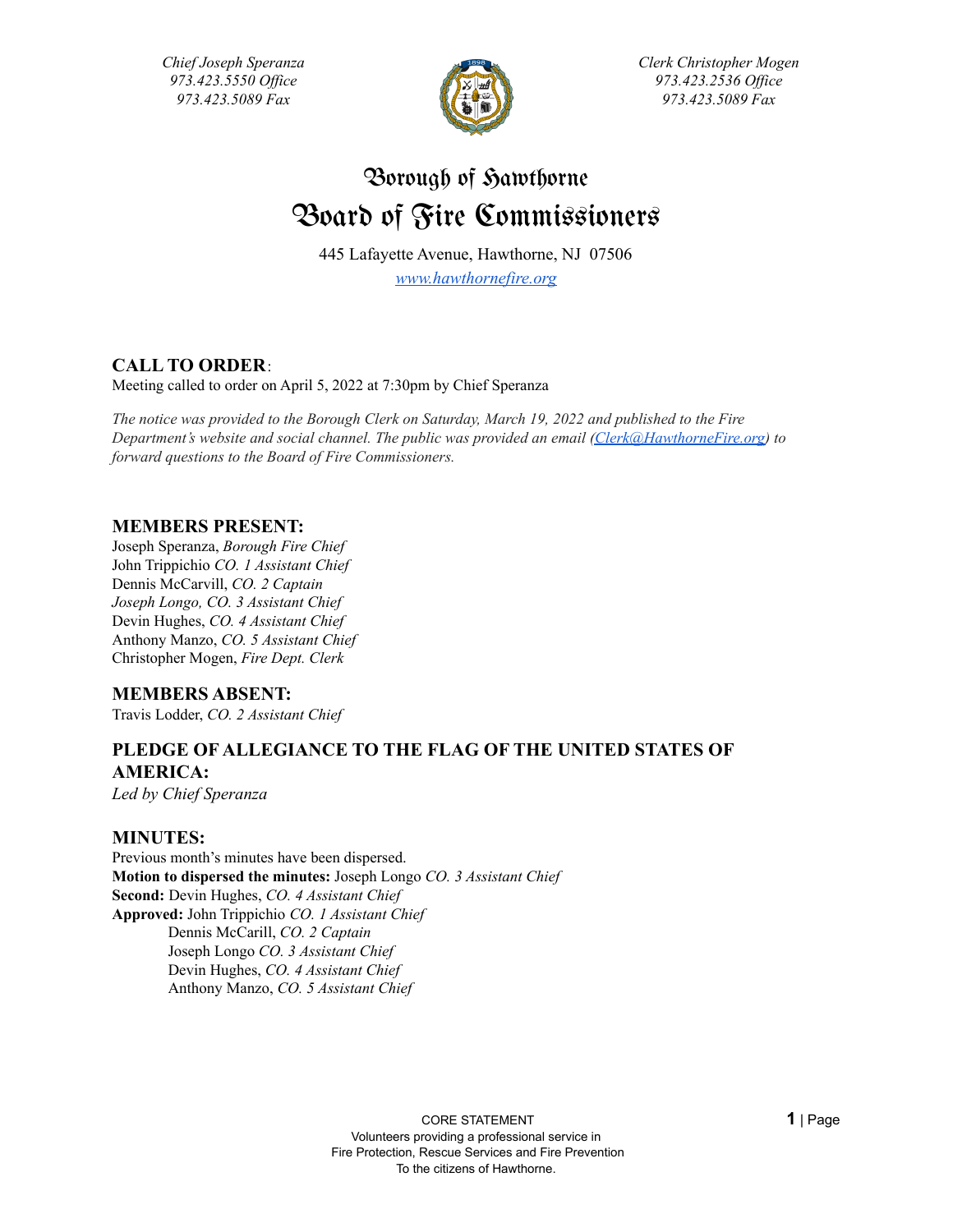*Chief Joseph Speranza*
*973.423.5550 Office*
*973.423.5089 Fax*

*Clerk Christopher Mogen*
*973.423.2536 Office*
*973.423.5089 Fax*

# Borough of Hawthorne
# Board of Fire Commissioners

445 Lafayette Avenue, Hawthorne, NJ 07506
*www.hawthornefire.org*

## CALL TO ORDER:

Meeting called to order on April 5, 2022 at 7:30pm by Chief Speranza

*The notice was provided to the Borough Clerk on Saturday, March 19, 2022 and published to the Fire Department's website and social channel. The public was provided an email (Clerk@HawthorneFire.org) to forward questions to the Board of Fire Commissioners.*

### MEMBERS PRESENT:

Joseph Speranza, *Borough Fire Chief*
John Trippichio *CO. 1 Assistant Chief*
Dennis McCarvill, *CO. 2 Captain*
*Joseph Longo, CO. 3 Assistant Chief*
Devin Hughes, *CO. 4 Assistant Chief*
Anthony Manzo, *CO. 5 Assistant Chief*
Christopher Mogen, *Fire Dept. Clerk*

### MEMBERS ABSENT:

Travis Lodder, *CO. 2 Assistant Chief*

### PLEDGE OF ALLEGIANCE TO THE FLAG OF THE UNITED STATES OF AMERICA:

*Led by Chief Speranza*

### MINUTES:

Previous month's minutes have been dispersed.
**Motion to dispersed the minutes:** Joseph Longo *CO. 3 Assistant Chief*
**Second:** Devin Hughes, *CO. 4 Assistant Chief*
**Approved:** John Trippichio *CO. 1 Assistant Chief*
Dennis McCarill, *CO. 2 Captain*
Joseph Longo *CO. 3 Assistant Chief*
Devin Hughes, *CO. 4 Assistant Chief*
Anthony Manzo, *CO. 5 Assistant Chief*

CORE STATEMENT
Volunteers providing a professional service in
Fire Protection, Rescue Services and Fire Prevention
To the citizens of Hawthorne.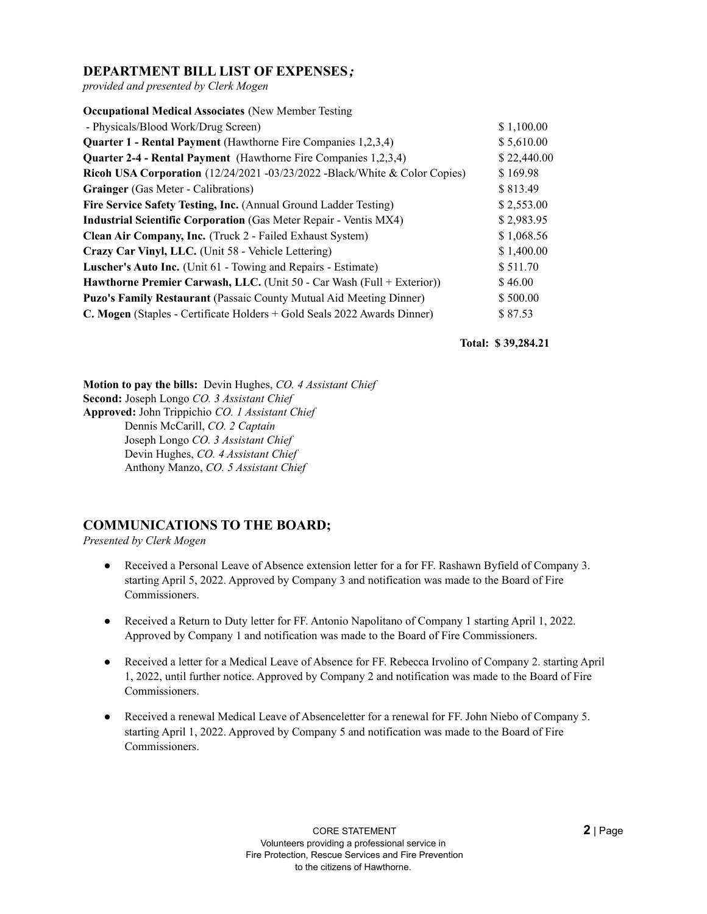## DEPARTMENT BILL LIST OF EXPENSES*;*

*provided and presented by Clerk Mogen*

| Item | Amount |
|---|---|
| **Occupational Medical Associates** (New Member Testing - Physicals/Blood Work/Drug Screen) | $ 1,100.00 |
| **Quarter 1 - Rental Payment** (Hawthorne Fire Companies 1,2,3,4) | $ 5,610.00 |
| **Quarter 2-4 - Rental Payment** (Hawthorne Fire Companies 1,2,3,4) | $ 22,440.00 |
| **Ricoh USA Corporation** (12/24/2021 -03/23/2022 -Black/White & Color Copies) | $ 169.98 |
| **Grainger** (Gas Meter - Calibrations) | $ 813.49 |
| **Fire Service Safety Testing, Inc.** (Annual Ground Ladder Testing) | $ 2,553.00 |
| **Industrial Scientific Corporation** (Gas Meter Repair - Ventis MX4) | $ 2,983.95 |
| **Clean Air Company, Inc.** (Truck 2 - Failed Exhaust System) | $ 1,068.56 |
| **Crazy Car Vinyl, LLC.** (Unit 58 - Vehicle Lettering) | $ 1,400.00 |
| **Luscher's Auto Inc.** (Unit 61 - Towing and Repairs - Estimate) | $ 511.70 |
| **Hawthorne Premier Carwash, LLC.** (Unit 50 - Car Wash (Full + Exterior)) | $ 46.00 |
| **Puzo's Family Restaurant** (Passaic County Mutual Aid Meeting Dinner) | $ 500.00 |
| **C. Mogen** (Staples - Certificate Holders + Gold Seals 2022 Awards Dinner) | $ 87.53 |

**Total: $ 39,284.21**

**Motion to pay the bills:** Devin Hughes, *CO. 4 Assistant Chief*
**Second:** Joseph Longo *CO. 3 Assistant Chief*
**Approved:** John Trippichio *CO. 1 Assistant Chief*
Dennis McCarill, *CO. 2 Captain*
Joseph Longo *CO. 3 Assistant Chief*
Devin Hughes, *CO. 4 Assistant Chief*
Anthony Manzo, *CO. 5 Assistant Chief*

## COMMUNICATIONS TO THE BOARD;

*Presented by Clerk Mogen*

- Received a Personal Leave of Absence extension letter for a for FF. Rashawn Byfield of Company 3. starting April 5, 2022. Approved by Company 3 and notification was made to the Board of Fire Commissioners.
- Received a Return to Duty letter for FF. Antonio Napolitano of Company 1 starting April 1, 2022. Approved by Company 1 and notification was made to the Board of Fire Commissioners.
- Received a letter for a Medical Leave of Absence for FF. Rebecca Irvolino of Company 2. starting April 1, 2022, until further notice. Approved by Company 2 and notification was made to the Board of Fire Commissioners.
- Received a renewal Medical Leave of Absenceletter for a renewal for FF. John Niebo of Company 5. starting April 1, 2022. Approved by Company 5 and notification was made to the Board of Fire Commissioners.

CORE STATEMENT
Volunteers providing a professional service in
Fire Protection, Rescue Services and Fire Prevention
to the citizens of Hawthorne.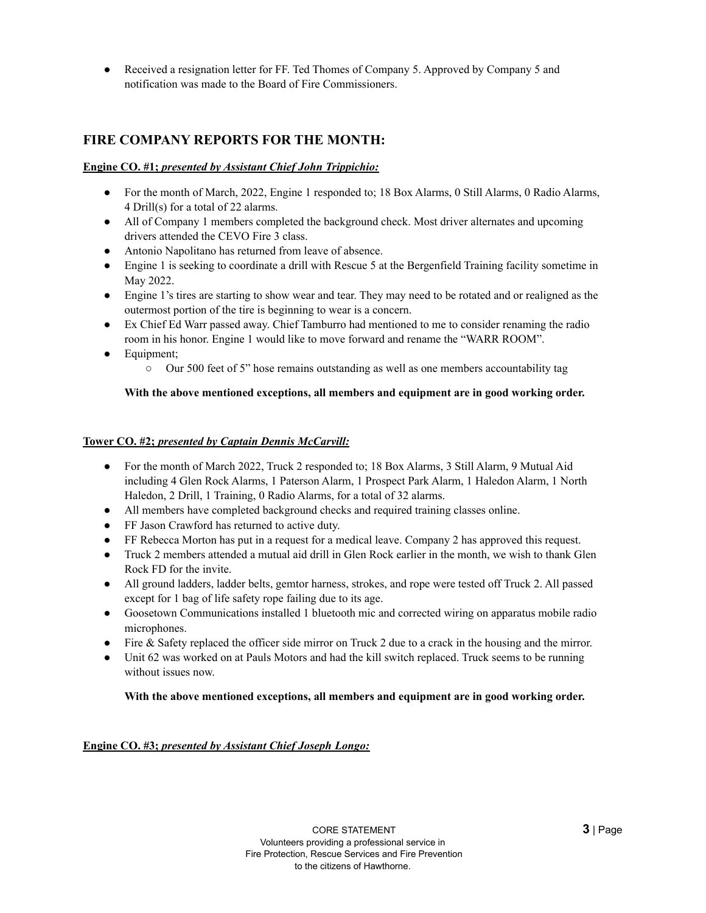- Received a resignation letter for FF. Ted Thomes of Company 5. Approved by Company 5 and notification was made to the Board of Fire Commissioners.

## FIRE COMPANY REPORTS FOR THE MONTH:

**Engine CO. #1; *presented by Assistant Chief John Trippichio:***

- For the month of March, 2022, Engine 1 responded to; 18 Box Alarms, 0 Still Alarms, 0 Radio Alarms, 4 Drill(s) for a total of 22 alarms.
- All of Company 1 members completed the background check. Most driver alternates and upcoming drivers attended the CEVO Fire 3 class.
- Antonio Napolitano has returned from leave of absence.
- Engine 1 is seeking to coordinate a drill with Rescue 5 at the Bergenfield Training facility sometime in May 2022.
- Engine 1's tires are starting to show wear and tear. They may need to be rotated and or realigned as the outermost portion of the tire is beginning to wear is a concern.
- Ex Chief Ed Warr passed away. Chief Tamburro had mentioned to me to consider renaming the radio room in his honor. Engine 1 would like to move forward and rename the "WARR ROOM".
- Equipment;
  - Our 500 feet of 5" hose remains outstanding as well as one members accountability tag

**With the above mentioned exceptions, all members and equipment are in good working order.**

**Tower CO. #2; *presented by Captain Dennis McCarvill:***

- For the month of March 2022, Truck 2 responded to; 18 Box Alarms, 3 Still Alarm, 9 Mutual Aid including 4 Glen Rock Alarms, 1 Paterson Alarm, 1 Prospect Park Alarm, 1 Haledon Alarm, 1 North Haledon, 2 Drill, 1 Training, 0 Radio Alarms, for a total of 32 alarms.
- All members have completed background checks and required training classes online.
- FF Jason Crawford has returned to active duty.
- FF Rebecca Morton has put in a request for a medical leave. Company 2 has approved this request.
- Truck 2 members attended a mutual aid drill in Glen Rock earlier in the month, we wish to thank Glen Rock FD for the invite.
- All ground ladders, ladder belts, gemtor harness, strokes, and rope were tested off Truck 2. All passed except for 1 bag of life safety rope failing due to its age.
- Goosetown Communications installed 1 bluetooth mic and corrected wiring on apparatus mobile radio microphones.
- Fire & Safety replaced the officer side mirror on Truck 2 due to a crack in the housing and the mirror.
- Unit 62 was worked on at Pauls Motors and had the kill switch replaced. Truck seems to be running without issues now.

**With the above mentioned exceptions, all members and equipment are in good working order.**

**Engine CO. #3; *presented by Assistant Chief Joseph Longo:***

CORE STATEMENT
Volunteers providing a professional service in
Fire Protection, Rescue Services and Fire Prevention
to the citizens of Hawthorne.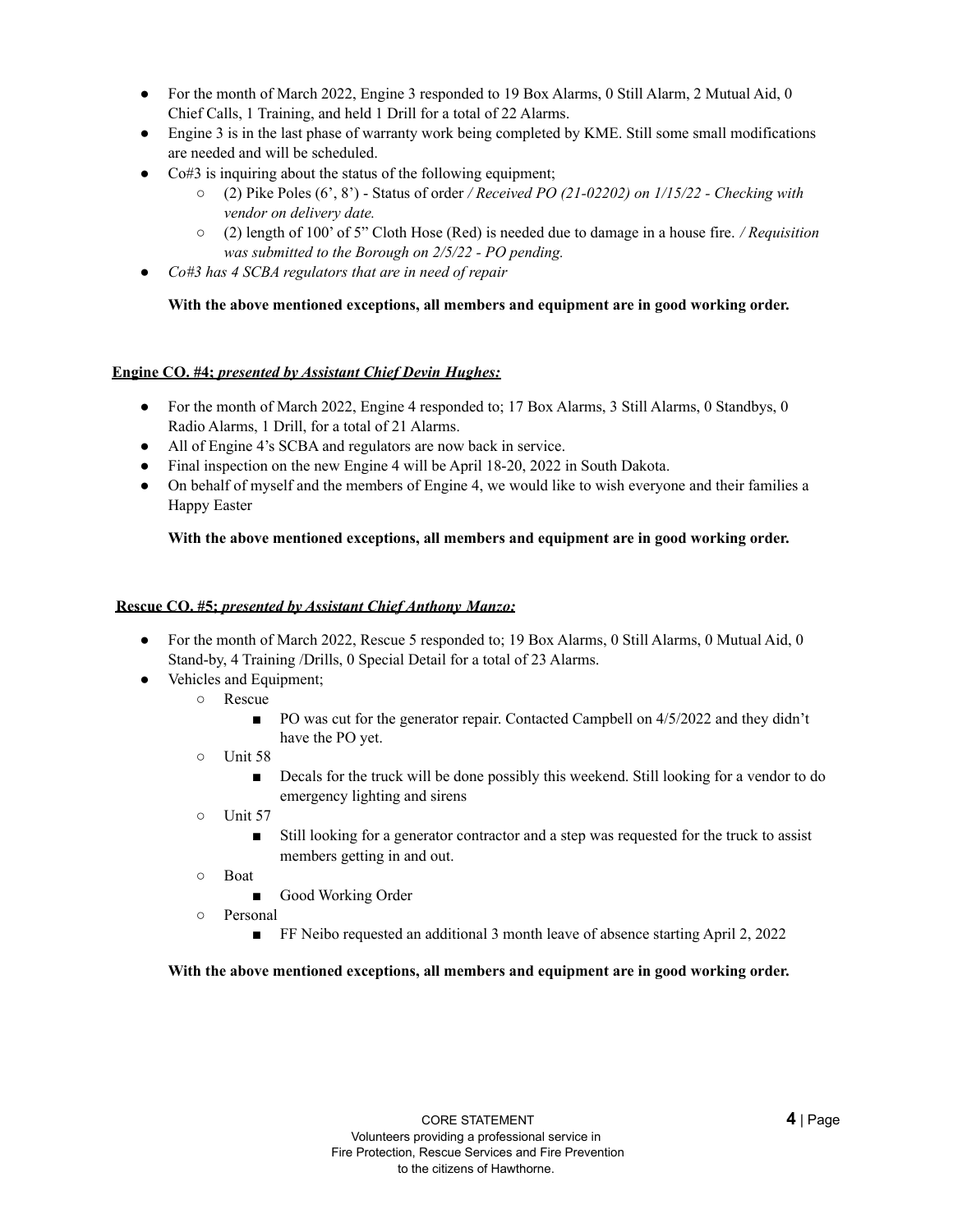- For the month of March 2022, Engine 3 responded to 19 Box Alarms, 0 Still Alarm, 2 Mutual Aid, 0 Chief Calls, 1 Training, and held 1 Drill for a total of 22 Alarms.
- Engine 3 is in the last phase of warranty work being completed by KME. Still some small modifications are needed and will be scheduled.
- Co#3 is inquiring about the status of the following equipment;
  - (2) Pike Poles (6', 8') - Status of order */ Received PO (21-02202) on 1/15/22 - Checking with vendor on delivery date.*
  - (2) length of 100' of 5" Cloth Hose (Red) is needed due to damage in a house fire. */ Requisition was submitted to the Borough on 2/5/22 - PO pending.*
- *Co#3 has 4 SCBA regulators that are in need of repair*

**With the above mentioned exceptions, all members and equipment are in good working order.**

**Engine CO. #4;** ***presented by Assistant Chief Devin Hughes:***

- For the month of March 2022, Engine 4 responded to; 17 Box Alarms, 3 Still Alarms, 0 Standbys, 0 Radio Alarms, 1 Drill, for a total of 21 Alarms.
- All of Engine 4's SCBA and regulators are now back in service.
- Final inspection on the new Engine 4 will be April 18-20, 2022 in South Dakota.
- On behalf of myself and the members of Engine 4, we would like to wish everyone and their families a Happy Easter

**With the above mentioned exceptions, all members and equipment are in good working order.**

**Rescue CO. #5;** ***presented by Assistant Chief Anthony Manzo:***

- For the month of March 2022, Rescue 5 responded to; 19 Box Alarms, 0 Still Alarms, 0 Mutual Aid, 0 Stand-by, 4 Training /Drills, 0 Special Detail for a total of 23 Alarms.
- Vehicles and Equipment;
  - Rescue
    - PO was cut for the generator repair. Contacted Campbell on 4/5/2022 and they didn't have the PO yet.
  - Unit 58
    - Decals for the truck will be done possibly this weekend. Still looking for a vendor to do emergency lighting and sirens
  - Unit 57
    - Still looking for a generator contractor and a step was requested for the truck to assist members getting in and out.
  - Boat
    - Good Working Order
  - Personal
    - FF Neibo requested an additional 3 month leave of absence starting April 2, 2022

**With the above mentioned exceptions, all members and equipment are in good working order.**

CORE STATEMENT
Volunteers providing a professional service in
Fire Protection, Rescue Services and Fire Prevention
to the citizens of Hawthorne.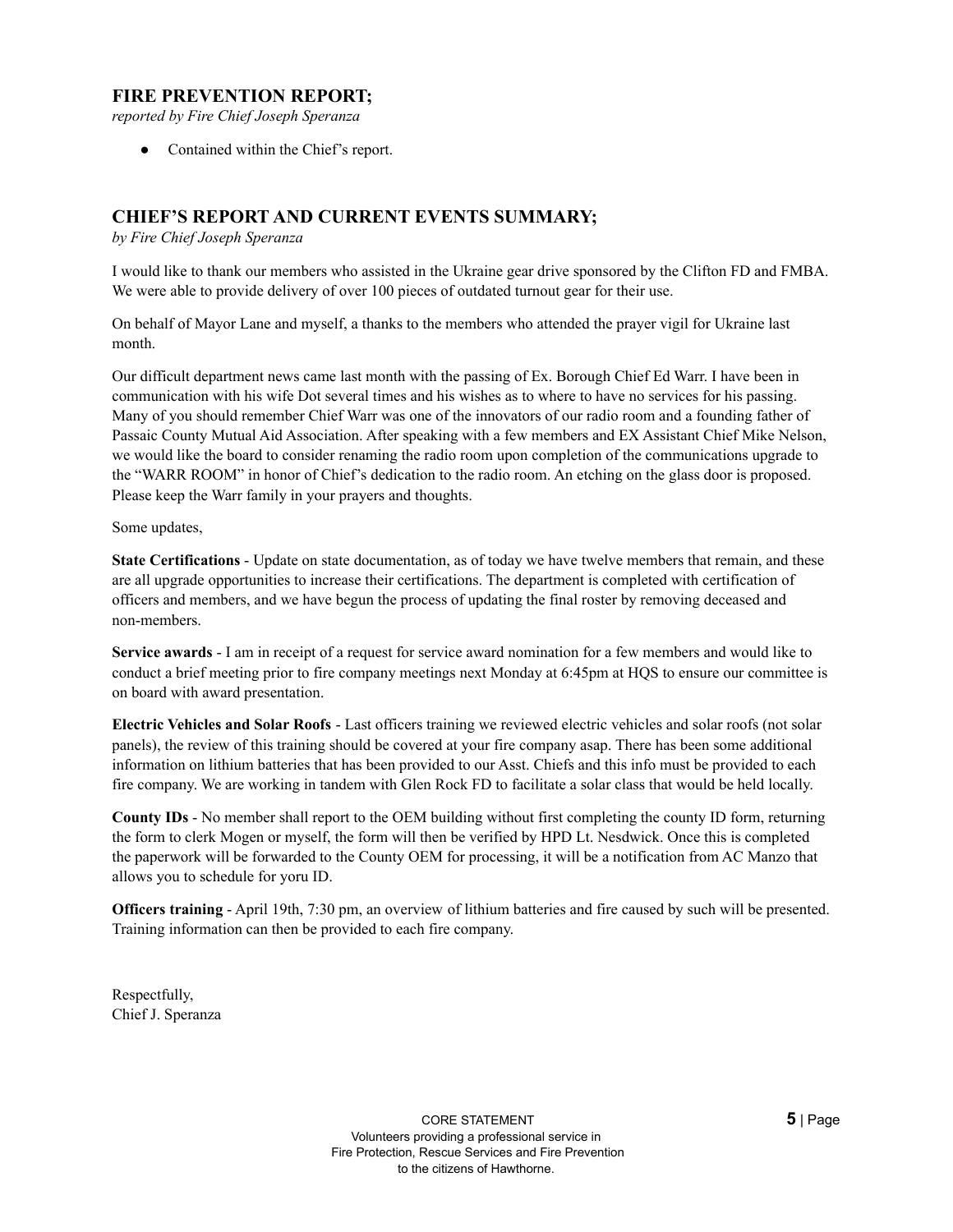## FIRE PREVENTION REPORT;

*reported by Fire Chief Joseph Speranza*

- Contained within the Chief's report.

## CHIEF'S REPORT AND CURRENT EVENTS SUMMARY;

*by Fire Chief Joseph Speranza*

I would like to thank our members who assisted in the Ukraine gear drive sponsored by the Clifton FD and FMBA. We were able to provide delivery of over 100 pieces of outdated turnout gear for their use.

On behalf of Mayor Lane and myself, a thanks to the members who attended the prayer vigil for Ukraine last month.

Our difficult department news came last month with the passing of Ex. Borough Chief Ed Warr. I have been in communication with his wife Dot several times and his wishes as to where to have no services for his passing. Many of you should remember Chief Warr was one of the innovators of our radio room and a founding father of Passaic County Mutual Aid Association. After speaking with a few members and EX Assistant Chief Mike Nelson, we would like the board to consider renaming the radio room upon completion of the communications upgrade to the "WARR ROOM" in honor of Chief's dedication to the radio room. An etching on the glass door is proposed. Please keep the Warr family in your prayers and thoughts.

Some updates,

**State Certifications** - Update on state documentation, as of today we have twelve members that remain, and these are all upgrade opportunities to increase their certifications. The department is completed with certification of officers and members, and we have begun the process of updating the final roster by removing deceased and non-members.

**Service awards** - I am in receipt of a request for service award nomination for a few members and would like to conduct a brief meeting prior to fire company meetings next Monday at 6:45pm at HQS to ensure our committee is on board with award presentation.

**Electric Vehicles and Solar Roofs** - Last officers training we reviewed electric vehicles and solar roofs (not solar panels), the review of this training should be covered at your fire company asap. There has been some additional information on lithium batteries that has been provided to our Asst. Chiefs and this info must be provided to each fire company. We are working in tandem with Glen Rock FD to facilitate a solar class that would be held locally.

**County IDs** - No member shall report to the OEM building without first completing the county ID form, returning the form to clerk Mogen or myself, the form will then be verified by HPD Lt. Nesdwick. Once this is completed the paperwork will be forwarded to the County OEM for processing, it will be a notification from AC Manzo that allows you to schedule for yoru ID.

**Officers training** - April 19th, 7:30 pm, an overview of lithium batteries and fire caused by such will be presented. Training information can then be provided to each fire company.

Respectfully,
Chief J. Speranza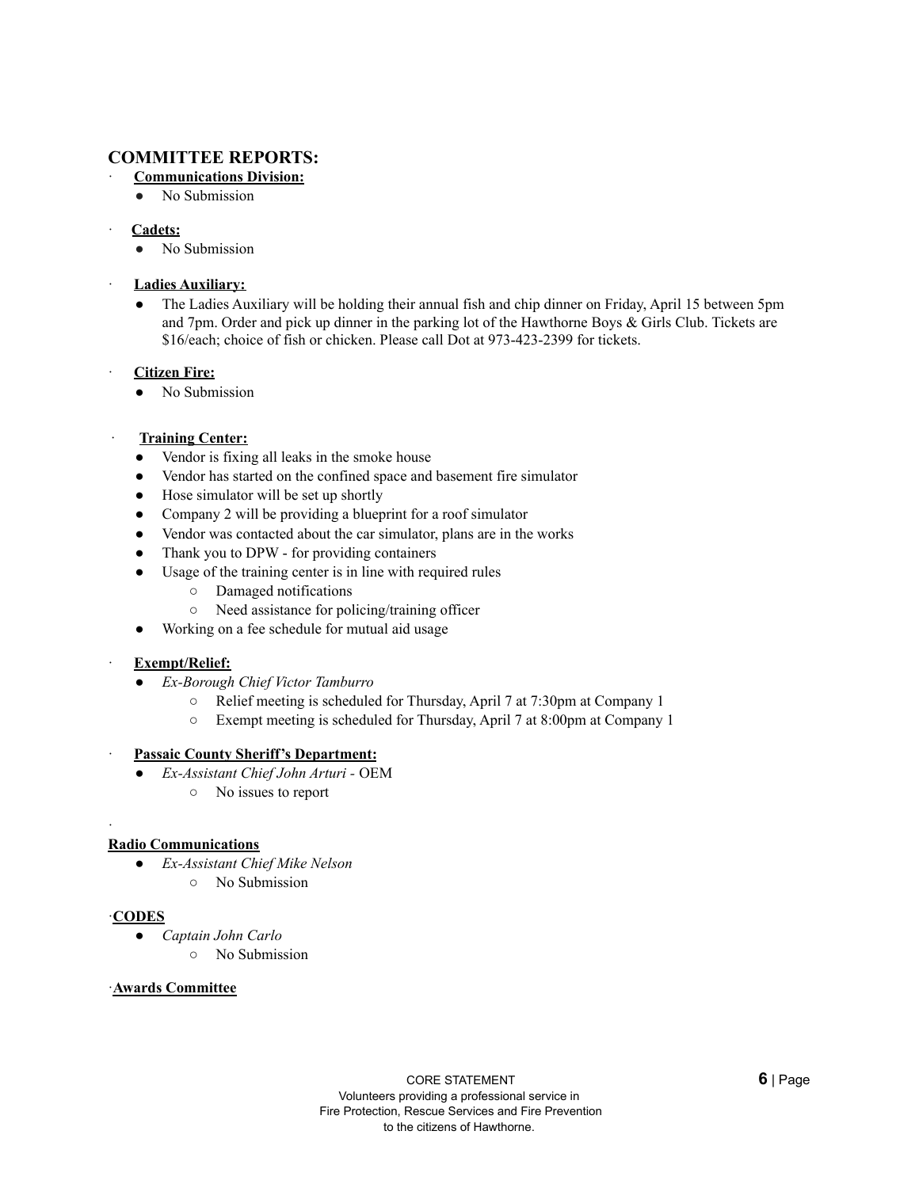## COMMITTEE REPORTS:

- **Communications Division:**
  - No Submission

- **Cadets:**
  - No Submission

- **Ladies Auxiliary:**
  - The Ladies Auxiliary will be holding their annual fish and chip dinner on Friday, April 15 between 5pm and 7pm. Order and pick up dinner in the parking lot of the Hawthorne Boys & Girls Club. Tickets are $16/each; choice of fish or chicken. Please call Dot at 973-423-2399 for tickets.

- **Citizen Fire:**
  - No Submission

- **Training Center:**
  - Vendor is fixing all leaks in the smoke house
  - Vendor has started on the confined space and basement fire simulator
  - Hose simulator will be set up shortly
  - Company 2 will be providing a blueprint for a roof simulator
  - Vendor was contacted about the car simulator, plans are in the works
  - Thank you to DPW - for providing containers
  - Usage of the training center is in line with required rules
    - Damaged notifications
    - Need assistance for policing/training officer
  - Working on a fee schedule for mutual aid usage

- **Exempt/Relief:**
  - *Ex-Borough Chief Victor Tamburro*
    - Relief meeting is scheduled for Thursday, April 7 at 7:30pm at Company 1
    - Exempt meeting is scheduled for Thursday, April 7 at 8:00pm at Company 1

- **Passaic County Sheriff's Department:**
  - *Ex-Assistant Chief John Arturi -* OEM
    - No issues to report

**Radio Communications**

- *Ex-Assistant Chief Mike Nelson*
  - No Submission

**CODES**

- *Captain John Carlo*
  - No Submission

**Awards Committee**

CORE STATEMENT
Volunteers providing a professional service in
Fire Protection, Rescue Services and Fire Prevention
to the citizens of Hawthorne.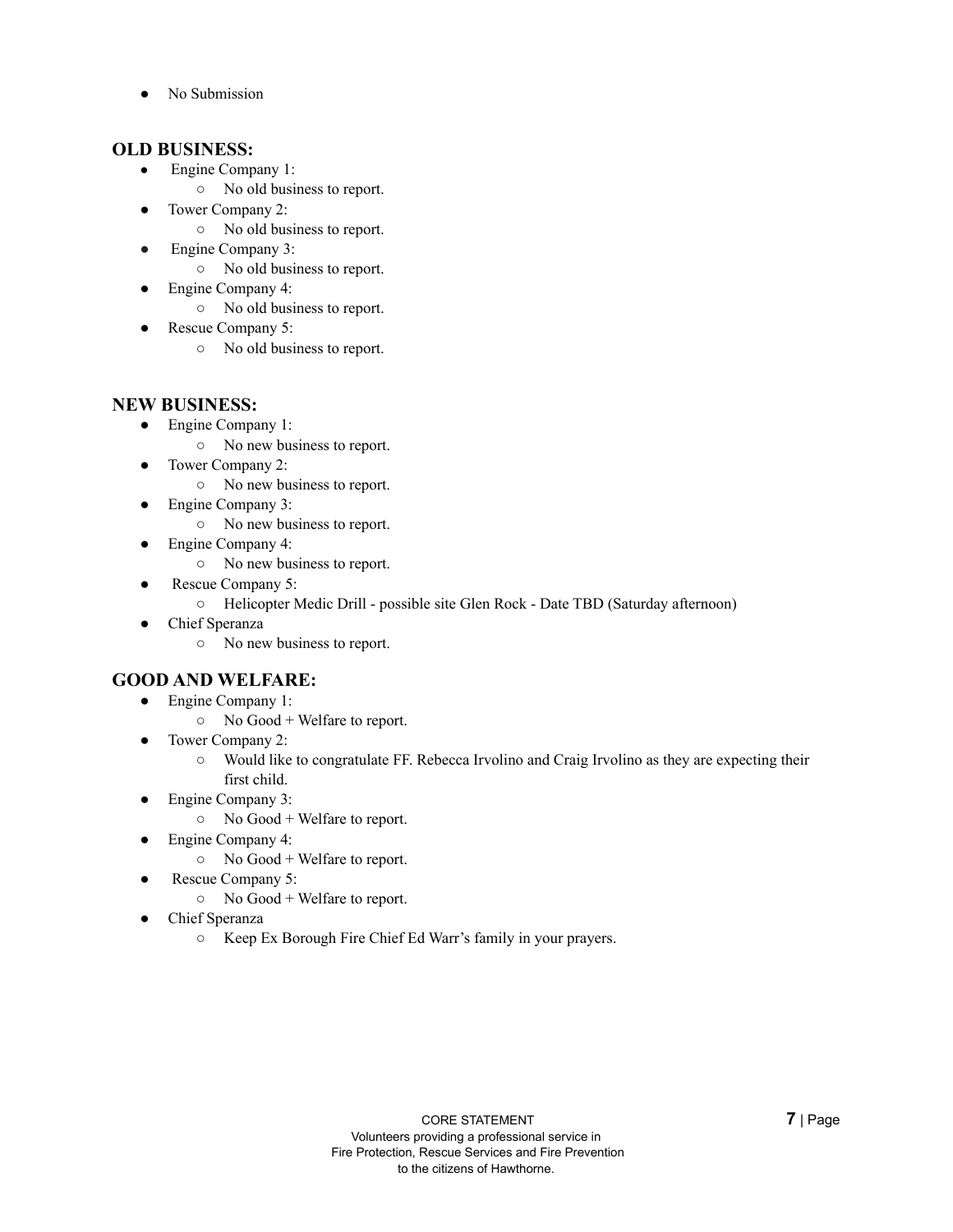- No Submission

## OLD BUSINESS:

- Engine Company 1:
  - No old business to report.
- Tower Company 2:
  - No old business to report.
- Engine Company 3:
  - No old business to report.
- Engine Company 4:
  - No old business to report.
- Rescue Company 5:
  - No old business to report.

## NEW BUSINESS:

- Engine Company 1:
  - No new business to report.
- Tower Company 2:
  - No new business to report.
- Engine Company 3:
  - No new business to report.
- Engine Company 4:
  - No new business to report.
- Rescue Company 5:
  - Helicopter Medic Drill - possible site Glen Rock - Date TBD (Saturday afternoon)
- Chief Speranza
  - No new business to report.

## GOOD AND WELFARE:

- Engine Company 1:
  - No Good + Welfare to report.
- Tower Company 2:
  - Would like to congratulate FF. Rebecca Irvolino and Craig Irvolino as they are expecting their first child.
- Engine Company 3:
  - No Good + Welfare to report.
- Engine Company 4:
  - No Good + Welfare to report.
- Rescue Company 5:
  - No Good + Welfare to report.
- Chief Speranza
  - Keep Ex Borough Fire Chief Ed Warr's family in your prayers.

CORE STATEMENT
Volunteers providing a professional service in
Fire Protection, Rescue Services and Fire Prevention
to the citizens of Hawthorne.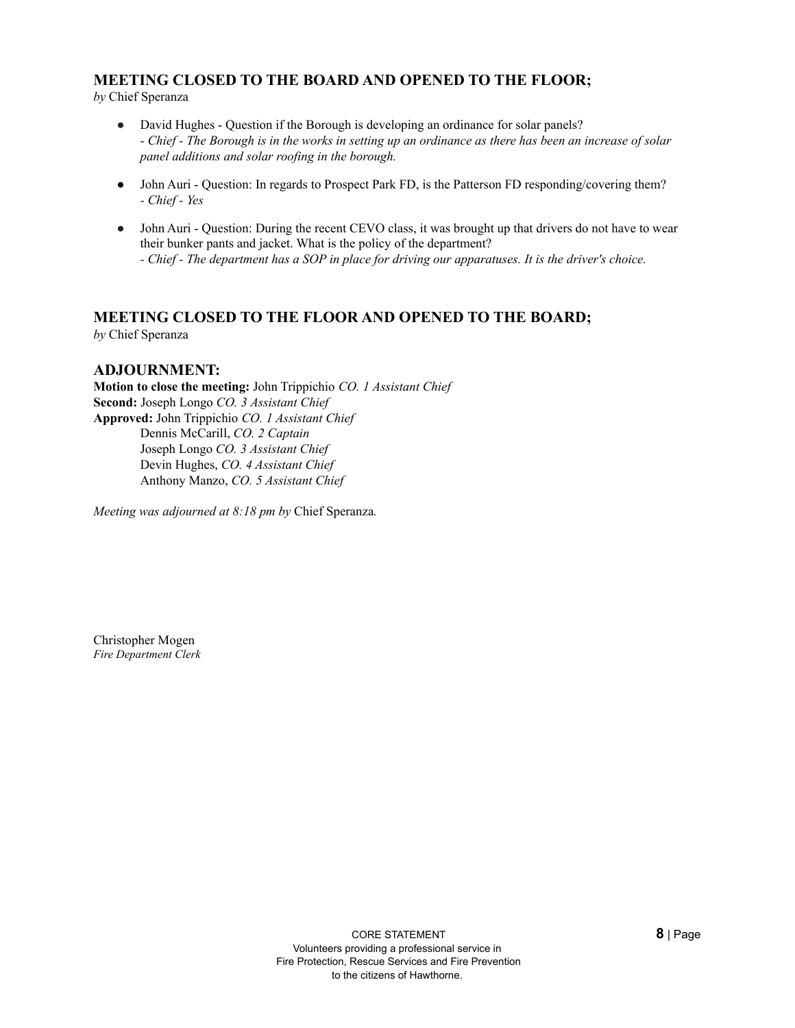## MEETING CLOSED TO THE BOARD AND OPENED TO THE FLOOR;

*by* Chief Speranza

- David Hughes - Question if the Borough is developing an ordinance for solar panels?
  *- Chief - The Borough is in the works in setting up an ordinance as there has been an increase of solar panel additions and solar roofing in the borough.*

- John Auri - Question: In regards to Prospect Park FD, is the Patterson FD responding/covering them?
  *- Chief - Yes*

- John Auri - Question: During the recent CEVO class, it was brought up that drivers do not have to wear their bunker pants and jacket. What is the policy of the department?
  *- Chief - The department has a SOP in place for driving our apparatuses. It is the driver's choice.*

## MEETING CLOSED TO THE FLOOR AND OPENED TO THE BOARD;

*by* Chief Speranza

## ADJOURNMENT:

**Motion to close the meeting:** John Trippichio *CO. 1 Assistant Chief*
**Second:** Joseph Longo *CO. 3 Assistant Chief*
**Approved:** John Trippichio *CO. 1 Assistant Chief*
Dennis McCarill, *CO. 2 Captain*
Joseph Longo *CO. 3 Assistant Chief*
Devin Hughes, *CO. 4 Assistant Chief*
Anthony Manzo, *CO. 5 Assistant Chief*

*Meeting was adjourned at 8:18 pm by* Chief Speranza*.*

Christopher Mogen
*Fire Department Clerk*

CORE STATEMENT
Volunteers providing a professional service in
Fire Protection, Rescue Services and Fire Prevention
to the citizens of Hawthorne.